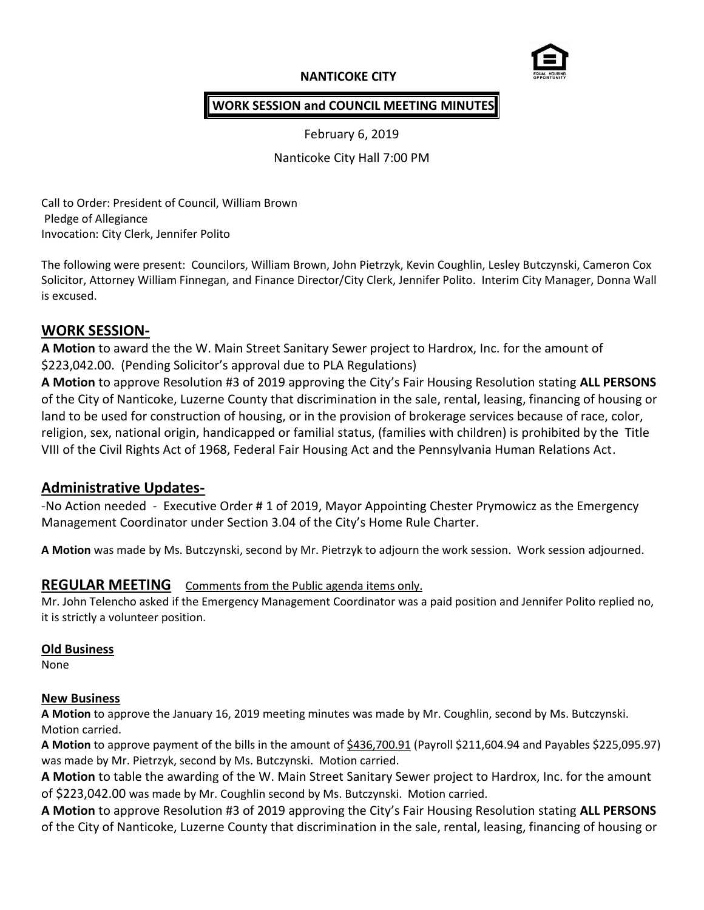**NANTICOKE CITY**

**WORK SESSION and COUNCIL MEETING MINUTES**

February 6, 2019

Nanticoke City Hall 7:00 PM

Call to Order: President of Council, William Brown
Pledge of Allegiance
Invocation: City Clerk, Jennifer Polito

The following were present: Councilors, William Brown, John Pietrzyk, Kevin Coughlin, Lesley Butczynski, Cameron Cox Solicitor, Attorney William Finnegan, and Finance Director/City Clerk, Jennifer Polito. Interim City Manager, Donna Wall is excused.

## WORK SESSION-

**A Motion** to award the the W. Main Street Sanitary Sewer project to Hardrox, Inc. for the amount of $223,042.00. (Pending Solicitor's approval due to PLA Regulations)

**A Motion** to approve Resolution #3 of 2019 approving the City's Fair Housing Resolution stating **ALL PERSONS** of the City of Nanticoke, Luzerne County that discrimination in the sale, rental, leasing, financing of housing or land to be used for construction of housing, or in the provision of brokerage services because of race, color, religion, sex, national origin, handicapped or familial status, (families with children) is prohibited by the Title VIII of the Civil Rights Act of 1968, Federal Fair Housing Act and the Pennsylvania Human Relations Act.

## Administrative Updates-

-No Action needed - Executive Order # 1 of 2019, Mayor Appointing Chester Prymowicz as the Emergency Management Coordinator under Section 3.04 of the City's Home Rule Charter.

**A Motion** was made by Ms. Butczynski, second by Mr. Pietrzyk to adjourn the work session. Work session adjourned.

## REGULAR MEETING

Comments from the Public agenda items only.

Mr. John Telencho asked if the Emergency Management Coordinator was a paid position and Jennifer Polito replied no, it is strictly a volunteer position.

**Old Business**

None

**New Business**

**A Motion** to approve the January 16, 2019 meeting minutes was made by Mr. Coughlin, second by Ms. Butczynski. Motion carried.

**A Motion** to approve payment of the bills in the amount of $436,700.91 (Payroll $211,604.94 and Payables $225,095.97) was made by Mr. Pietrzyk, second by Ms. Butczynski. Motion carried.

**A Motion** to table the awarding of the W. Main Street Sanitary Sewer project to Hardrox, Inc. for the amount of $223,042.00 was made by Mr. Coughlin second by Ms. Butczynski. Motion carried.

**A Motion** to approve Resolution #3 of 2019 approving the City's Fair Housing Resolution stating **ALL PERSONS** of the City of Nanticoke, Luzerne County that discrimination in the sale, rental, leasing, financing of housing or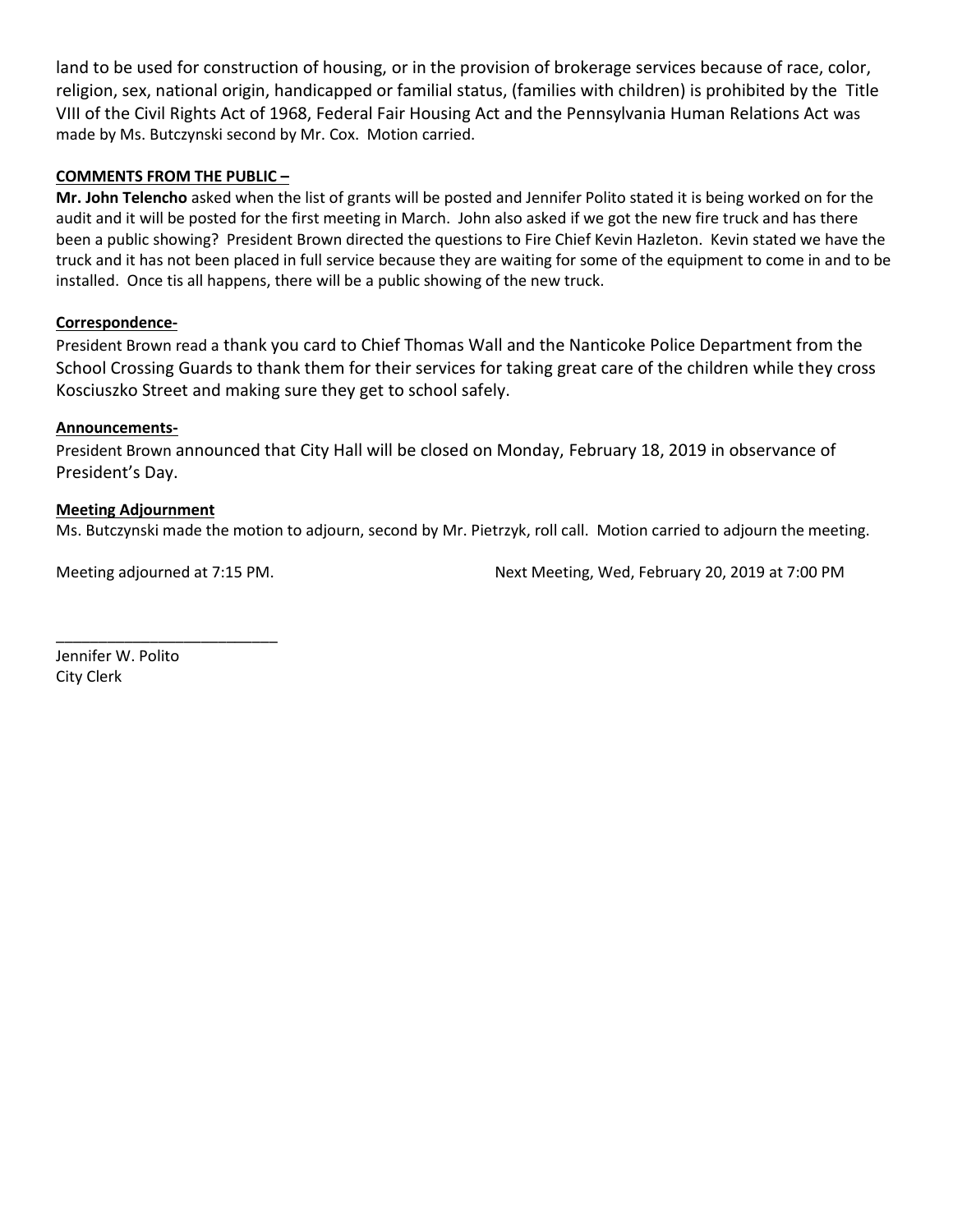land to be used for construction of housing, or in the provision of brokerage services because of race, color, religion, sex, national origin, handicapped or familial status, (families with children) is prohibited by the Title VIII of the Civil Rights Act of 1968, Federal Fair Housing Act and the Pennsylvania Human Relations Act was made by Ms. Butczynski second by Mr. Cox. Motion carried.

**COMMENTS FROM THE PUBLIC –**

**Mr. John Telencho** asked when the list of grants will be posted and Jennifer Polito stated it is being worked on for the audit and it will be posted for the first meeting in March. John also asked if we got the new fire truck and has there been a public showing? President Brown directed the questions to Fire Chief Kevin Hazleton. Kevin stated we have the truck and it has not been placed in full service because they are waiting for some of the equipment to come in and to be installed. Once tis all happens, there will be a public showing of the new truck.

**Correspondence-**

President Brown read a thank you card to Chief Thomas Wall and the Nanticoke Police Department from the School Crossing Guards to thank them for their services for taking great care of the children while they cross Kosciuszko Street and making sure they get to school safely.

**Announcements-**

President Brown announced that City Hall will be closed on Monday, February 18, 2019 in observance of President's Day.

**Meeting Adjournment**

Ms. Butczynski made the motion to adjourn, second by Mr. Pietrzyk, roll call. Motion carried to adjourn the meeting.

Meeting adjourned at 7:15 PM. Next Meeting, Wed, February 20, 2019 at 7:00 PM

___________________________

Jennifer W. Polito
City Clerk